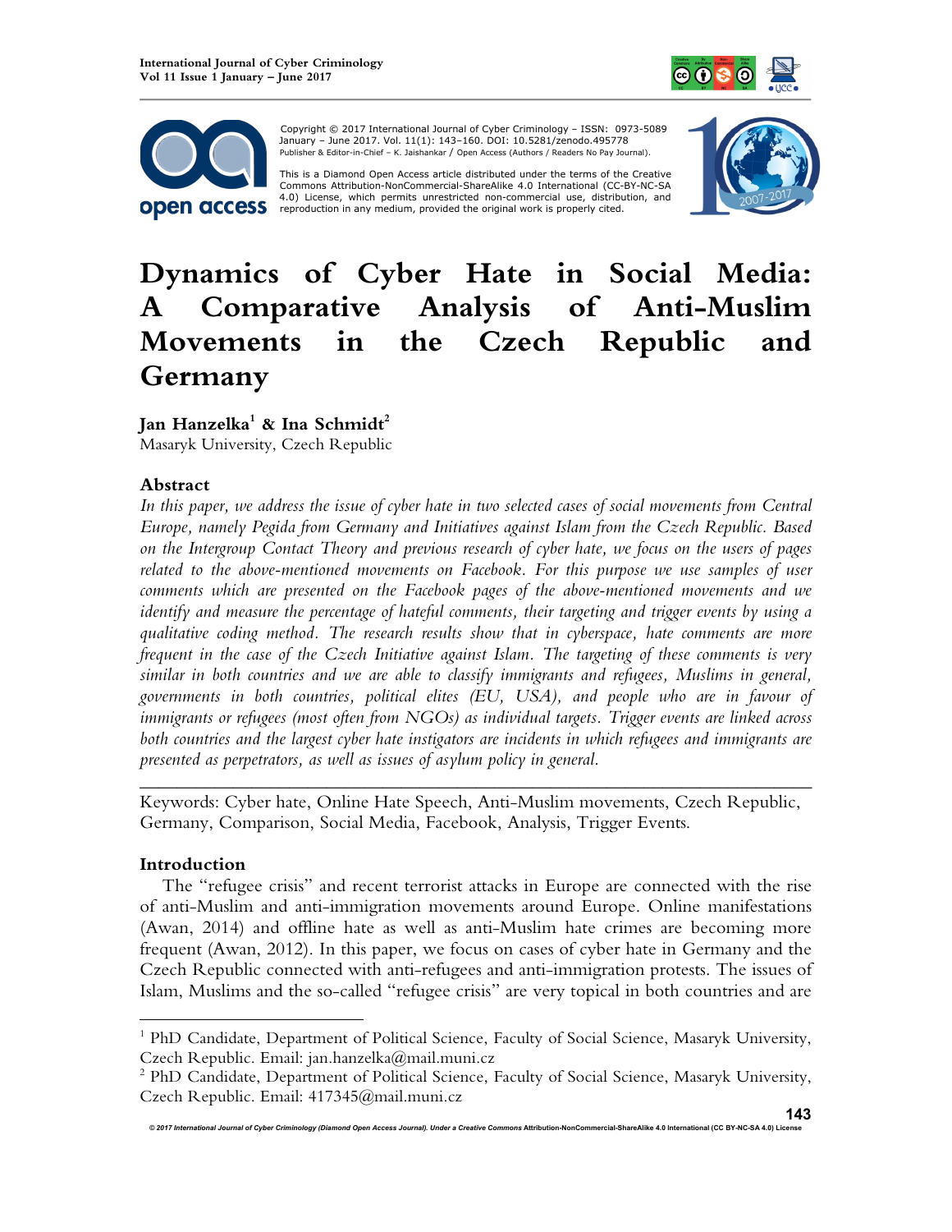Copyright © 2017 International Journal of Cyber Criminology – ISSN: 0973-5089 January – June 2017. Vol. 11(1): 143–160. DOI: 10.5281/zenodo.495778
Publisher & Editor-in-Chief – K. Jaishankar / Open Access (Authors / Readers No Pay Journal).

This is a Diamond Open Access article distributed under the terms of the Creative Commons Attribution-NonCommercial-ShareAlike 4.0 International (CC-BY-NC-SA 4.0) License, which permits unrestricted non-commercial use, distribution, and reproduction in any medium, provided the original work is properly cited.

# Dynamics of Cyber Hate in Social Media: A Comparative Analysis of Anti-Muslim Movements in the Czech Republic and Germany

**Jan Hanzelka[1] & Ina Schmidt[2]**
Masaryk University, Czech Republic

## Abstract

*In this paper, we address the issue of cyber hate in two selected cases of social movements from Central Europe, namely Pegida from Germany and Initiatives against Islam from the Czech Republic. Based on the Intergroup Contact Theory and previous research of cyber hate, we focus on the users of pages related to the above-mentioned movements on Facebook. For this purpose we use samples of user comments which are presented on the Facebook pages of the above-mentioned movements and we identify and measure the percentage of hateful comments, their targeting and trigger events by using a qualitative coding method. The research results show that in cyberspace, hate comments are more frequent in the case of the Czech Initiative against Islam. The targeting of these comments is very similar in both countries and we are able to classify immigrants and refugees, Muslims in general, governments in both countries, political elites (EU, USA), and people who are in favour of immigrants or refugees (most often from NGOs) as individual targets. Trigger events are linked across both countries and the largest cyber hate instigators are incidents in which refugees and immigrants are presented as perpetrators, as well as issues of asylum policy in general.*

---

Keywords: Cyber hate, Online Hate Speech, Anti-Muslim movements, Czech Republic, Germany, Comparison, Social Media, Facebook, Analysis, Trigger Events.

## Introduction

The "refugee crisis" and recent terrorist attacks in Europe are connected with the rise of anti-Muslim and anti-immigration movements around Europe. Online manifestations (Awan, 2014) and offline hate as well as anti-Muslim hate crimes are becoming more frequent (Awan, 2012). In this paper, we focus on cases of cyber hate in Germany and the Czech Republic connected with anti-refugees and anti-immigration protests. The issues of Islam, Muslims and the so-called "refugee crisis" are very topical in both countries and are

---

[1] PhD Candidate, Department of Political Science, Faculty of Social Science, Masaryk University, Czech Republic. Email: jan.hanzelka@mail.muni.cz

[2] PhD Candidate, Department of Political Science, Faculty of Social Science, Masaryk University, Czech Republic. Email: 417345@mail.muni.cz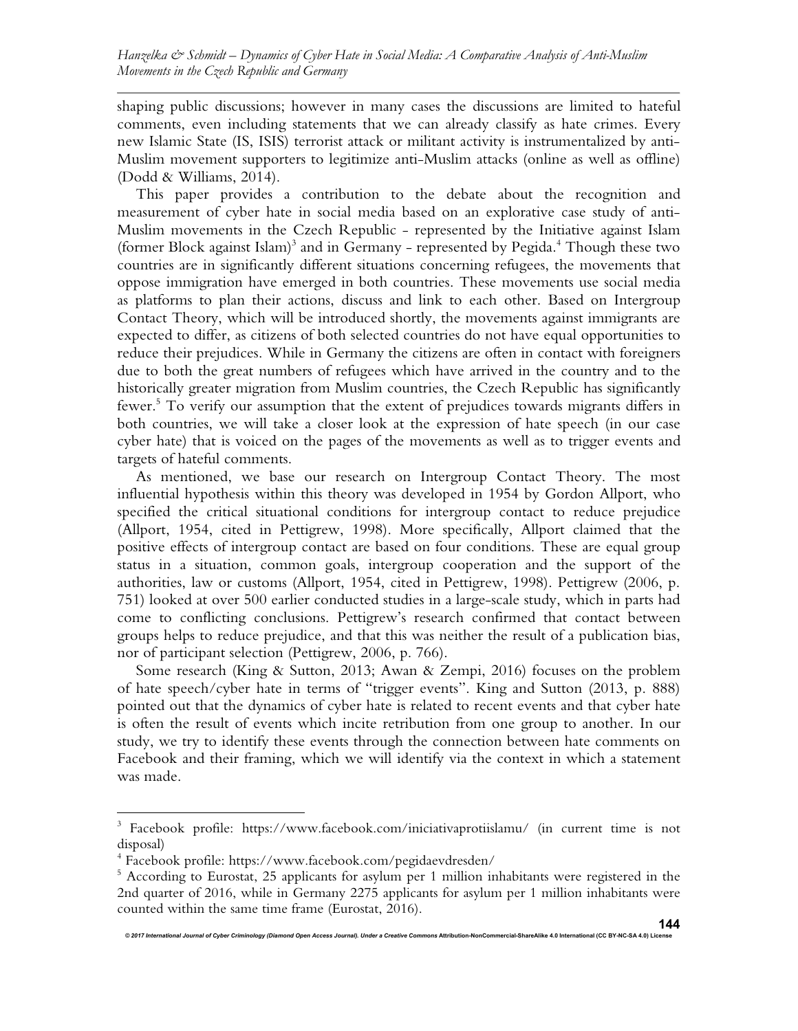shaping public discussions; however in many cases the discussions are limited to hateful comments, even including statements that we can already classify as hate crimes. Every new Islamic State (IS, ISIS) terrorist attack or militant activity is instrumentalized by anti-Muslim movement supporters to legitimize anti-Muslim attacks (online as well as offline) (Dodd & Williams, 2014).

This paper provides a contribution to the debate about the recognition and measurement of cyber hate in social media based on an explorative case study of anti-Muslim movements in the Czech Republic - represented by the Initiative against Islam (former Block against Islam)[3] and in Germany - represented by Pegida.[4] Though these two countries are in significantly different situations concerning refugees, the movements that oppose immigration have emerged in both countries. These movements use social media as platforms to plan their actions, discuss and link to each other. Based on Intergroup Contact Theory, which will be introduced shortly, the movements against immigrants are expected to differ, as citizens of both selected countries do not have equal opportunities to reduce their prejudices. While in Germany the citizens are often in contact with foreigners due to both the great numbers of refugees which have arrived in the country and to the historically greater migration from Muslim countries, the Czech Republic has significantly fewer.[5] To verify our assumption that the extent of prejudices towards migrants differs in both countries, we will take a closer look at the expression of hate speech (in our case cyber hate) that is voiced on the pages of the movements as well as to trigger events and targets of hateful comments.

As mentioned, we base our research on Intergroup Contact Theory. The most influential hypothesis within this theory was developed in 1954 by Gordon Allport, who specified the critical situational conditions for intergroup contact to reduce prejudice (Allport, 1954, cited in Pettigrew, 1998). More specifically, Allport claimed that the positive effects of intergroup contact are based on four conditions. These are equal group status in a situation, common goals, intergroup cooperation and the support of the authorities, law or customs (Allport, 1954, cited in Pettigrew, 1998). Pettigrew (2006, p. 751) looked at over 500 earlier conducted studies in a large-scale study, which in parts had come to conflicting conclusions. Pettigrew's research confirmed that contact between groups helps to reduce prejudice, and that this was neither the result of a publication bias, nor of participant selection (Pettigrew, 2006, p. 766).

Some research (King & Sutton, 2013; Awan & Zempi, 2016) focuses on the problem of hate speech/cyber hate in terms of "trigger events". King and Sutton (2013, p. 888) pointed out that the dynamics of cyber hate is related to recent events and that cyber hate is often the result of events which incite retribution from one group to another. In our study, we try to identify these events through the connection between hate comments on Facebook and their framing, which we will identify via the context in which a statement was made.

---

[3] Facebook profile: https://www.facebook.com/iniciativaprotiislamu/ (in current time is not disposal)

[4] Facebook profile: https://www.facebook.com/pegidaevdresden/

[5] According to Eurostat, 25 applicants for asylum per 1 million inhabitants were registered in the 2nd quarter of 2016, while in Germany 2275 applicants for asylum per 1 million inhabitants were counted within the same time frame (Eurostat, 2016).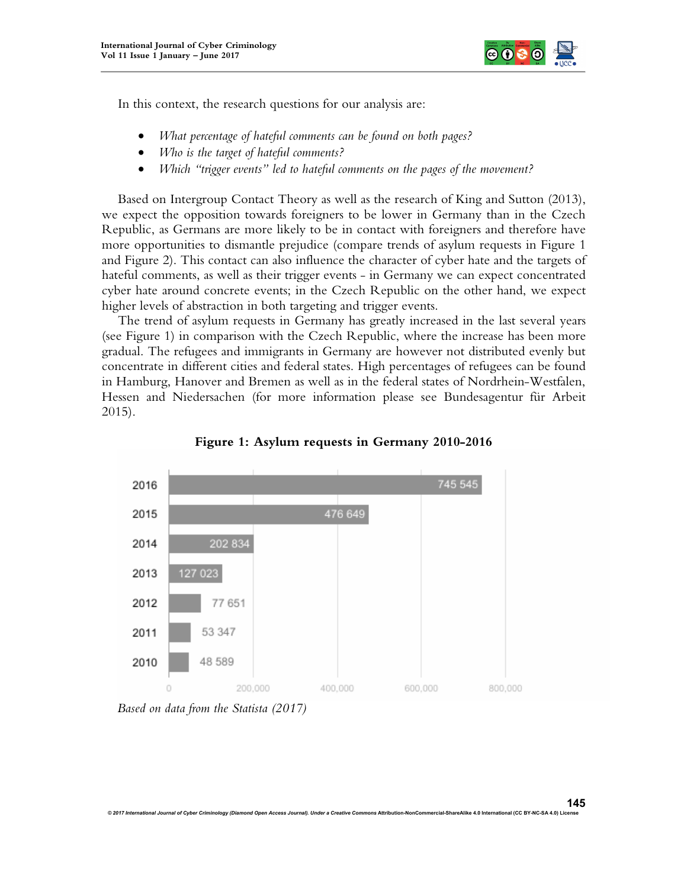In this context, the research questions for our analysis are:

- *What percentage of hateful comments can be found on both pages?*
- *Who is the target of hateful comments?*
- *Which "trigger events" led to hateful comments on the pages of the movement?*

Based on Intergroup Contact Theory as well as the research of King and Sutton (2013), we expect the opposition towards foreigners to be lower in Germany than in the Czech Republic, as Germans are more likely to be in contact with foreigners and therefore have more opportunities to dismantle prejudice (compare trends of asylum requests in Figure 1 and Figure 2). This contact can also influence the character of cyber hate and the targets of hateful comments, as well as their trigger events - in Germany we can expect concentrated cyber hate around concrete events; in the Czech Republic on the other hand, we expect higher levels of abstraction in both targeting and trigger events.

The trend of asylum requests in Germany has greatly increased in the last several years (see Figure 1) in comparison with the Czech Republic, where the increase has been more gradual. The refugees and immigrants in Germany are however not distributed evenly but concentrate in different cities and federal states. High percentages of refugees can be found in Hamburg, Hanover and Bremen as well as in the federal states of Nordrhein-Westfalen, Hessen and Niedersachen (for more information please see Bundesagentur für Arbeit 2015).

**Figure 1: Asylum requests in Germany 2010-2016**

| Year | Asylum requests |
|---|---|
| 2016 | 745 545 |
| 2015 | 476 649 |
| 2014 | 202 834 |
| 2013 | 127 023 |
| 2012 | 77 651 |
| 2011 | 53 347 |
| 2010 | 48 589 |

*Based on data from the Statista (2017)*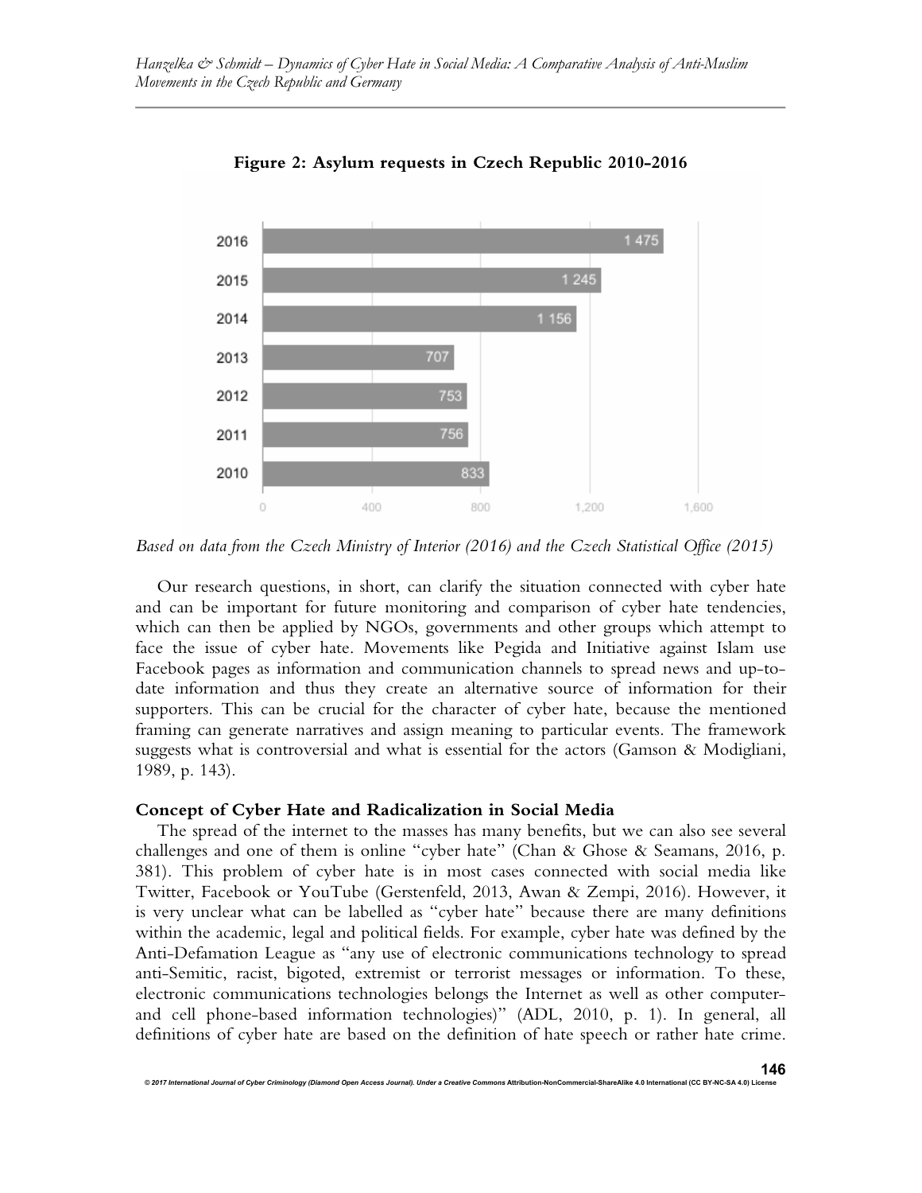**Figure 2: Asylum requests in Czech Republic 2010-2016**

| Year | Asylum requests |
| --- | --- |
| 2016 | 1 475 |
| 2015 | 1 245 |
| 2014 | 1 156 |
| 2013 | 707 |
| 2012 | 753 |
| 2011 | 756 |
| 2010 | 833 |

*Based on data from the Czech Ministry of Interior (2016) and the Czech Statistical Office (2015)*

Our research questions, in short, can clarify the situation connected with cyber hate and can be important for future monitoring and comparison of cyber hate tendencies, which can then be applied by NGOs, governments and other groups which attempt to face the issue of cyber hate. Movements like Pegida and Initiative against Islam use Facebook pages as information and communication channels to spread news and up-to-date information and thus they create an alternative source of information for their supporters. This can be crucial for the character of cyber hate, because the mentioned framing can generate narratives and assign meaning to particular events. The framework suggests what is controversial and what is essential for the actors (Gamson & Modigliani, 1989, p. 143).

### Concept of Cyber Hate and Radicalization in Social Media

The spread of the internet to the masses has many benefits, but we can also see several challenges and one of them is online "cyber hate" (Chan & Ghose & Seamans, 2016, p. 381). This problem of cyber hate is in most cases connected with social media like Twitter, Facebook or YouTube (Gerstenfeld, 2013, Awan & Zempi, 2016). However, it is very unclear what can be labelled as "cyber hate" because there are many definitions within the academic, legal and political fields. For example, cyber hate was defined by the Anti-Defamation League as "any use of electronic communications technology to spread anti-Semitic, racist, bigoted, extremist or terrorist messages or information. To these, electronic communications technologies belongs the Internet as well as other computer- and cell phone-based information technologies)" (ADL, 2010, p. 1). In general, all definitions of cyber hate are based on the definition of hate speech or rather hate crime.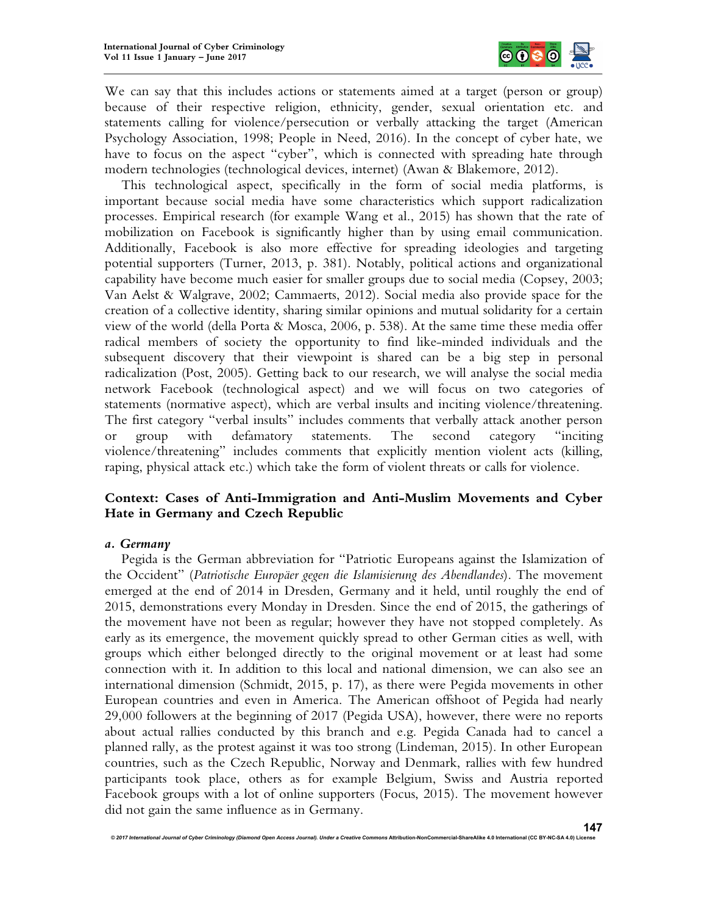We can say that this includes actions or statements aimed at a target (person or group) because of their respective religion, ethnicity, gender, sexual orientation etc. and statements calling for violence/persecution or verbally attacking the target (American Psychology Association, 1998; People in Need, 2016). In the concept of cyber hate, we have to focus on the aspect "cyber", which is connected with spreading hate through modern technologies (technological devices, internet) (Awan & Blakemore, 2012).

This technological aspect, specifically in the form of social media platforms, is important because social media have some characteristics which support radicalization processes. Empirical research (for example Wang et al., 2015) has shown that the rate of mobilization on Facebook is significantly higher than by using email communication. Additionally, Facebook is also more effective for spreading ideologies and targeting potential supporters (Turner, 2013, p. 381). Notably, political actions and organizational capability have become much easier for smaller groups due to social media (Copsey, 2003; Van Aelst & Walgrave, 2002; Cammaerts, 2012). Social media also provide space for the creation of a collective identity, sharing similar opinions and mutual solidarity for a certain view of the world (della Porta & Mosca, 2006, p. 538). At the same time these media offer radical members of society the opportunity to find like-minded individuals and the subsequent discovery that their viewpoint is shared can be a big step in personal radicalization (Post, 2005). Getting back to our research, we will analyse the social media network Facebook (technological aspect) and we will focus on two categories of statements (normative aspect), which are verbal insults and inciting violence/threatening. The first category "verbal insults" includes comments that verbally attack another person or group with defamatory statements. The second category "inciting violence/threatening" includes comments that explicitly mention violent acts (killing, raping, physical attack etc.) which take the form of violent threats or calls for violence.

## Context: Cases of Anti-Immigration and Anti-Muslim Movements and Cyber Hate in Germany and Czech Republic

### *a. Germany*

Pegida is the German abbreviation for "Patriotic Europeans against the Islamization of the Occident" (*Patriotische Europäer gegen die Islamisierung des Abendlandes*). The movement emerged at the end of 2014 in Dresden, Germany and it held, until roughly the end of 2015, demonstrations every Monday in Dresden. Since the end of 2015, the gatherings of the movement have not been as regular; however they have not stopped completely. As early as its emergence, the movement quickly spread to other German cities as well, with groups which either belonged directly to the original movement or at least had some connection with it. In addition to this local and national dimension, we can also see an international dimension (Schmidt, 2015, p. 17), as there were Pegida movements in other European countries and even in America. The American offshoot of Pegida had nearly 29,000 followers at the beginning of 2017 (Pegida USA), however, there were no reports about actual rallies conducted by this branch and e.g. Pegida Canada had to cancel a planned rally, as the protest against it was too strong (Lindeman, 2015). In other European countries, such as the Czech Republic, Norway and Denmark, rallies with few hundred participants took place, others as for example Belgium, Swiss and Austria reported Facebook groups with a lot of online supporters (Focus, 2015). The movement however did not gain the same influence as in Germany.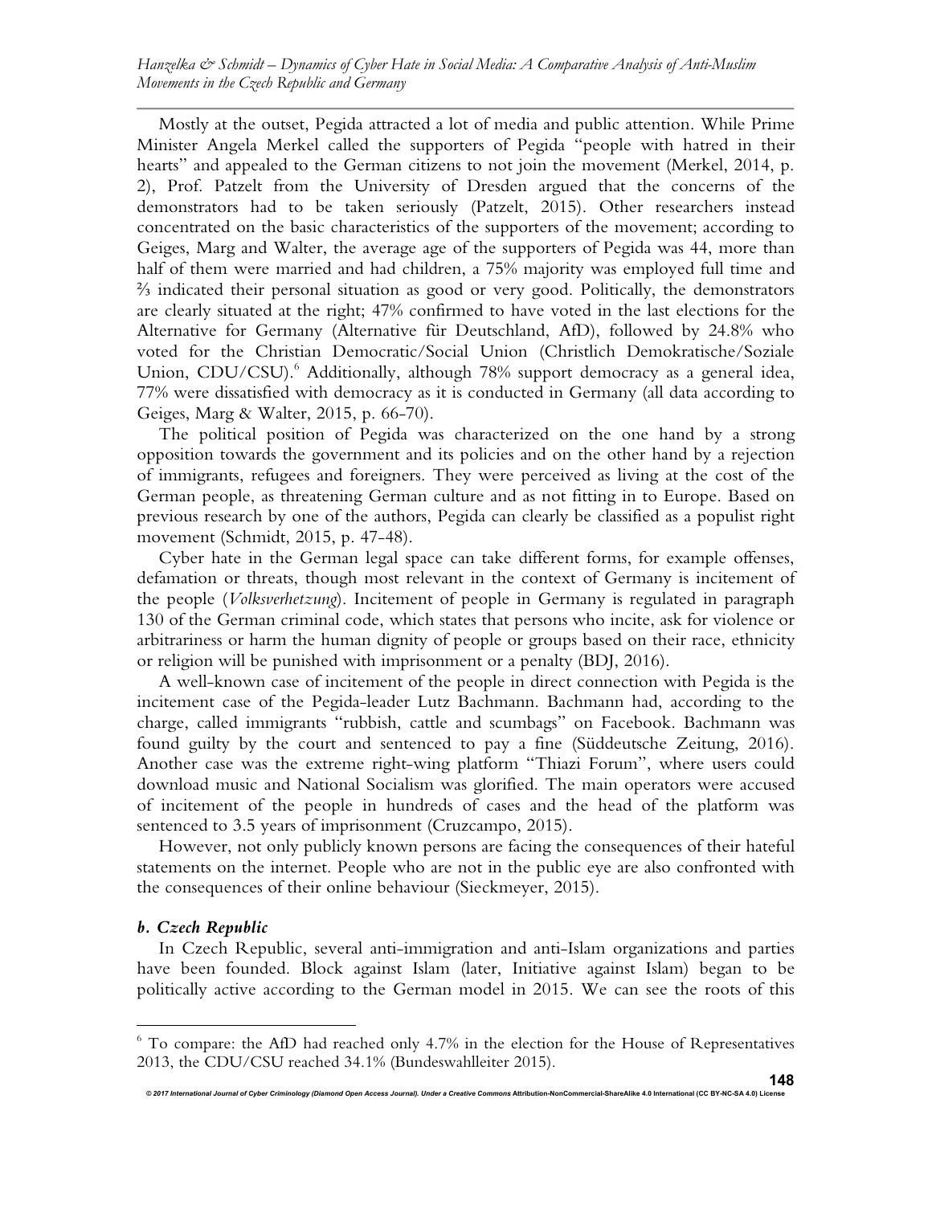Mostly at the outset, Pegida attracted a lot of media and public attention. While Prime Minister Angela Merkel called the supporters of Pegida "people with hatred in their hearts" and appealed to the German citizens to not join the movement (Merkel, 2014, p. 2), Prof. Patzelt from the University of Dresden argued that the concerns of the demonstrators had to be taken seriously (Patzelt, 2015). Other researchers instead concentrated on the basic characteristics of the supporters of the movement; according to Geiges, Marg and Walter, the average age of the supporters of Pegida was 44, more than half of them were married and had children, a 75% majority was employed full time and ⅔ indicated their personal situation as good or very good. Politically, the demonstrators are clearly situated at the right; 47% confirmed to have voted in the last elections for the Alternative for Germany (Alternative für Deutschland, AfD), followed by 24.8% who voted for the Christian Democratic/Social Union (Christlich Demokratische/Soziale Union, CDU/CSU).[6] Additionally, although 78% support democracy as a general idea, 77% were dissatisfied with democracy as it is conducted in Germany (all data according to Geiges, Marg & Walter, 2015, p. 66-70).

The political position of Pegida was characterized on the one hand by a strong opposition towards the government and its policies and on the other hand by a rejection of immigrants, refugees and foreigners. They were perceived as living at the cost of the German people, as threatening German culture and as not fitting in to Europe. Based on previous research by one of the authors, Pegida can clearly be classified as a populist right movement (Schmidt, 2015, p. 47-48).

Cyber hate in the German legal space can take different forms, for example offenses, defamation or threats, though most relevant in the context of Germany is incitement of the people (*Volksverhetzung*). Incitement of people in Germany is regulated in paragraph 130 of the German criminal code, which states that persons who incite, ask for violence or arbitrariness or harm the human dignity of people or groups based on their race, ethnicity or religion will be punished with imprisonment or a penalty (BDJ, 2016).

A well-known case of incitement of the people in direct connection with Pegida is the incitement case of the Pegida-leader Lutz Bachmann. Bachmann had, according to the charge, called immigrants "rubbish, cattle and scumbags" on Facebook. Bachmann was found guilty by the court and sentenced to pay a fine (Süddeutsche Zeitung, 2016). Another case was the extreme right-wing platform "Thiazi Forum", where users could download music and National Socialism was glorified. The main operators were accused of incitement of the people in hundreds of cases and the head of the platform was sentenced to 3.5 years of imprisonment (Cruzcampo, 2015).

However, not only publicly known persons are facing the consequences of their hateful statements on the internet. People who are not in the public eye are also confronted with the consequences of their online behaviour (Sieckmeyer, 2015).

### *b. Czech Republic*

In Czech Republic, several anti-immigration and anti-Islam organizations and parties have been founded. Block against Islam (later, Initiative against Islam) began to be politically active according to the German model in 2015. We can see the roots of this

---

[6] To compare: the AfD had reached only 4.7% in the election for the House of Representatives 2013, the CDU/CSU reached 34.1% (Bundeswahlleiter 2015).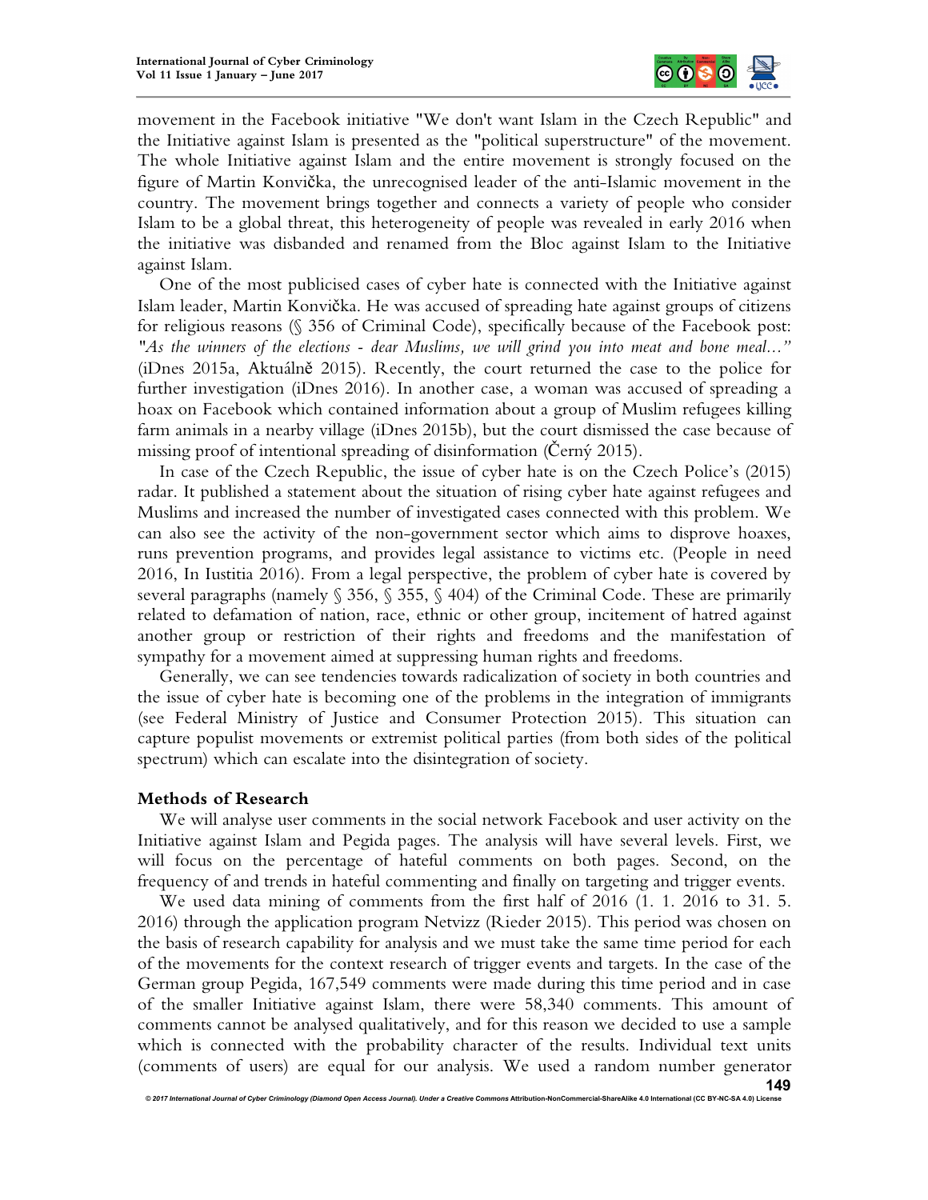movement in the Facebook initiative "We don't want Islam in the Czech Republic" and the Initiative against Islam is presented as the "political superstructure" of the movement. The whole Initiative against Islam and the entire movement is strongly focused on the figure of Martin Konvička, the unrecognised leader of the anti-Islamic movement in the country. The movement brings together and connects a variety of people who consider Islam to be a global threat, this heterogeneity of people was revealed in early 2016 when the initiative was disbanded and renamed from the Bloc against Islam to the Initiative against Islam.

One of the most publicised cases of cyber hate is connected with the Initiative against Islam leader, Martin Konvička. He was accused of spreading hate against groups of citizens for religious reasons (§ 356 of Criminal Code), specifically because of the Facebook post: *"As the winners of the elections - dear Muslims, we will grind you into meat and bone meal..."* (iDnes 2015a, Aktuálně 2015). Recently, the court returned the case to the police for further investigation (iDnes 2016). In another case, a woman was accused of spreading a hoax on Facebook which contained information about a group of Muslim refugees killing farm animals in a nearby village (iDnes 2015b), but the court dismissed the case because of missing proof of intentional spreading of disinformation (Černý 2015).

In case of the Czech Republic, the issue of cyber hate is on the Czech Police's (2015) radar. It published a statement about the situation of rising cyber hate against refugees and Muslims and increased the number of investigated cases connected with this problem. We can also see the activity of the non-government sector which aims to disprove hoaxes, runs prevention programs, and provides legal assistance to victims etc. (People in need 2016, In Iustitia 2016). From a legal perspective, the problem of cyber hate is covered by several paragraphs (namely § 356, § 355, § 404) of the Criminal Code. These are primarily related to defamation of nation, race, ethnic or other group, incitement of hatred against another group or restriction of their rights and freedoms and the manifestation of sympathy for a movement aimed at suppressing human rights and freedoms.

Generally, we can see tendencies towards radicalization of society in both countries and the issue of cyber hate is becoming one of the problems in the integration of immigrants (see Federal Ministry of Justice and Consumer Protection 2015). This situation can capture populist movements or extremist political parties (from both sides of the political spectrum) which can escalate into the disintegration of society.

## Methods of Research

We will analyse user comments in the social network Facebook and user activity on the Initiative against Islam and Pegida pages. The analysis will have several levels. First, we will focus on the percentage of hateful comments on both pages. Second, on the frequency of and trends in hateful commenting and finally on targeting and trigger events.

We used data mining of comments from the first half of 2016 (1. 1. 2016 to 31. 5. 2016) through the application program Netvizz (Rieder 2015). This period was chosen on the basis of research capability for analysis and we must take the same time period for each of the movements for the context research of trigger events and targets. In the case of the German group Pegida, 167,549 comments were made during this time period and in case of the smaller Initiative against Islam, there were 58,340 comments. This amount of comments cannot be analysed qualitatively, and for this reason we decided to use a sample which is connected with the probability character of the results. Individual text units (comments of users) are equal for our analysis. We used a random number generator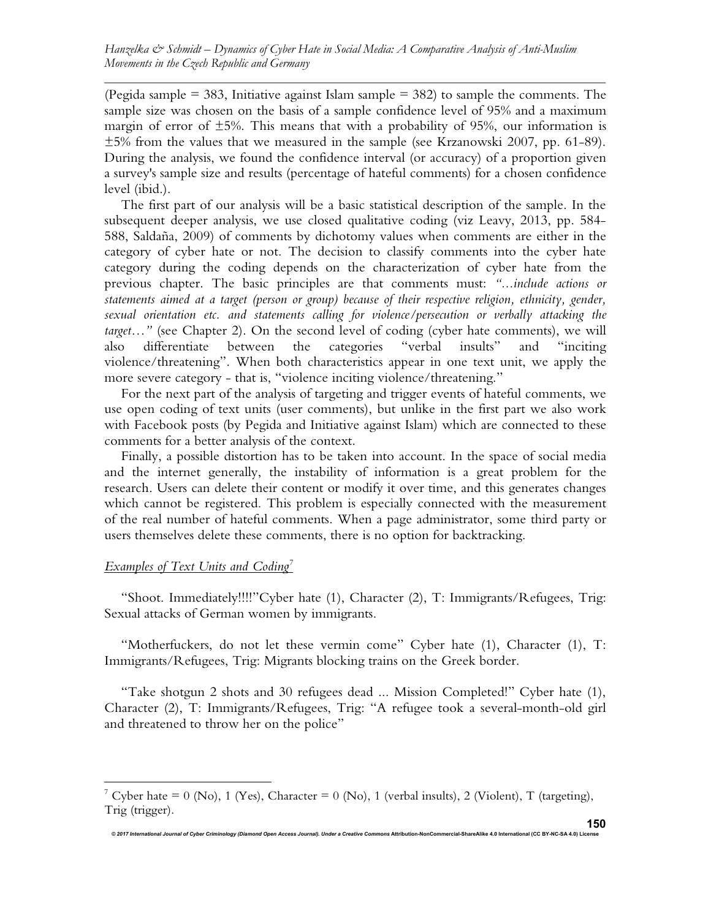(Pegida sample = 383, Initiative against Islam sample = 382) to sample the comments. The sample size was chosen on the basis of a sample confidence level of 95% and a maximum margin of error of ±5%. This means that with a probability of 95%, our information is ±5% from the values that we measured in the sample (see Krzanowski 2007, pp. 61-89). During the analysis, we found the confidence interval (or accuracy) of a proportion given a survey's sample size and results (percentage of hateful comments) for a chosen confidence level (ibid.).

The first part of our analysis will be a basic statistical description of the sample. In the subsequent deeper analysis, we use closed qualitative coding (viz Leavy, 2013, pp. 584-588, Saldaña, 2009) of comments by dichotomy values when comments are either in the category of cyber hate or not. The decision to classify comments into the cyber hate category during the coding depends on the characterization of cyber hate from the previous chapter. The basic principles are that comments must: *"...include actions or statements aimed at a target (person or group) because of their respective religion, ethnicity, gender, sexual orientation etc. and statements calling for violence/persecution or verbally attacking the target…"* (see Chapter 2). On the second level of coding (cyber hate comments), we will also differentiate between the categories "verbal insults" and "inciting violence/threatening". When both characteristics appear in one text unit, we apply the more severe category - that is, "violence inciting violence/threatening."

For the next part of the analysis of targeting and trigger events of hateful comments, we use open coding of text units (user comments), but unlike in the first part we also work with Facebook posts (by Pegida and Initiative against Islam) which are connected to these comments for a better analysis of the context.

Finally, a possible distortion has to be taken into account. In the space of social media and the internet generally, the instability of information is a great problem for the research. Users can delete their content or modify it over time, and this generates changes which cannot be registered. This problem is especially connected with the measurement of the real number of hateful comments. When a page administrator, some third party or users themselves delete these comments, there is no option for backtracking.

*Examples of Text Units and Coding*[7]

"Shoot. Immediately!!!!"Cyber hate (1), Character (2), T: Immigrants/Refugees, Trig: Sexual attacks of German women by immigrants.

"Motherfuckers, do not let these vermin come" Cyber hate (1), Character (1), T: Immigrants/Refugees, Trig: Migrants blocking trains on the Greek border.

"Take shotgun 2 shots and 30 refugees dead ... Mission Completed!" Cyber hate (1), Character (2), T: Immigrants/Refugees, Trig: "A refugee took a several-month-old girl and threatened to throw her on the police"

[7] Cyber hate = 0 (No), 1 (Yes), Character = 0 (No), 1 (verbal insults), 2 (Violent), T (targeting), Trig (trigger).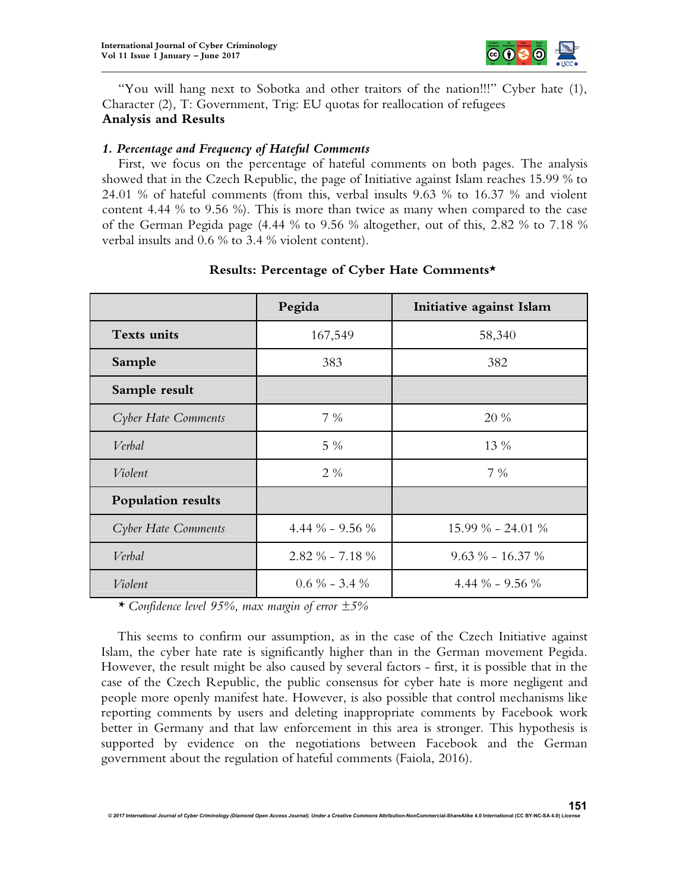"You will hang next to Sobotka and other traitors of the nation!!!" Cyber hate (1), Character (2), T: Government, Trig: EU quotas for reallocation of refugees

## Analysis and Results

### *1. Percentage and Frequency of Hateful Comments*

First, we focus on the percentage of hateful comments on both pages. The analysis showed that in the Czech Republic, the page of Initiative against Islam reaches 15.99 % to 24.01 % of hateful comments (from this, verbal insults 9.63 % to 16.37 % and violent content 4.44 % to 9.56 %). This is more than twice as many when compared to the case of the German Pegida page (4.44 % to 9.56 % altogether, out of this, 2.82 % to 7.18 % verbal insults and 0.6 % to 3.4 % violent content).

**Results: Percentage of Cyber Hate Comments***

| | Pegida | Initiative against Islam |
|---|---|---|
| **Texts units** | 167,549 | 58,340 |
| **Sample** | 383 | 382 |
| **Sample result** | | |
| *Cyber Hate Comments* | 7 % | 20 % |
| *Verbal* | 5 % | 13 % |
| *Violent* | 2 % | 7 % |
| **Population results** | | |
| *Cyber Hate Comments* | 4.44 % - 9.56 % | 15.99 % - 24.01 % |
| *Verbal* | 2.82 % - 7.18 % | 9.63 % - 16.37 % |
| *Violent* | 0.6 % - 3.4 % | 4.44 % - 9.56 % |

* *Confidence level 95%, max margin of error ±5%*

This seems to confirm our assumption, as in the case of the Czech Initiative against Islam, the cyber hate rate is significantly higher than in the German movement Pegida. However, the result might be also caused by several factors - first, it is possible that in the case of the Czech Republic, the public consensus for cyber hate is more negligent and people more openly manifest hate. However, is also possible that control mechanisms like reporting comments by users and deleting inappropriate comments by Facebook work better in Germany and that law enforcement in this area is stronger. This hypothesis is supported by evidence on the negotiations between Facebook and the German government about the regulation of hateful comments (Faiola, 2016).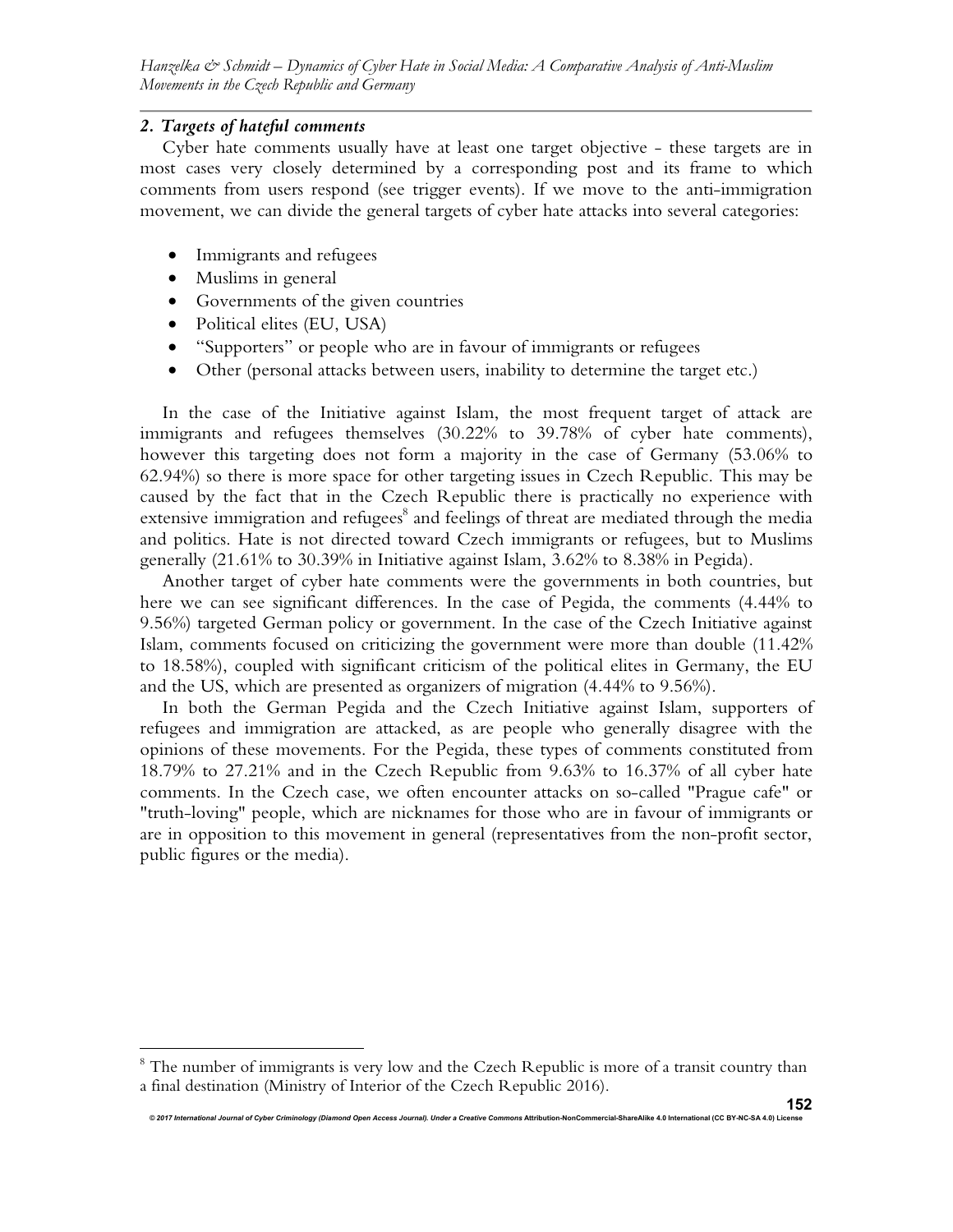### *2. Targets of hateful comments*

Cyber hate comments usually have at least one target objective - these targets are in most cases very closely determined by a corresponding post and its frame to which comments from users respond (see trigger events). If we move to the anti-immigration movement, we can divide the general targets of cyber hate attacks into several categories:

- Immigrants and refugees
- Muslims in general
- Governments of the given countries
- Political elites (EU, USA)
- "Supporters" or people who are in favour of immigrants or refugees
- Other (personal attacks between users, inability to determine the target etc.)

In the case of the Initiative against Islam, the most frequent target of attack are immigrants and refugees themselves (30.22% to 39.78% of cyber hate comments), however this targeting does not form a majority in the case of Germany (53.06% to 62.94%) so there is more space for other targeting issues in Czech Republic. This may be caused by the fact that in the Czech Republic there is practically no experience with extensive immigration and refugees[8] and feelings of threat are mediated through the media and politics. Hate is not directed toward Czech immigrants or refugees, but to Muslims generally (21.61% to 30.39% in Initiative against Islam, 3.62% to 8.38% in Pegida).

Another target of cyber hate comments were the governments in both countries, but here we can see significant differences. In the case of Pegida, the comments (4.44% to 9.56%) targeted German policy or government. In the case of the Czech Initiative against Islam, comments focused on criticizing the government were more than double (11.42% to 18.58%), coupled with significant criticism of the political elites in Germany, the EU and the US, which are presented as organizers of migration (4.44% to 9.56%).

In both the German Pegida and the Czech Initiative against Islam, supporters of refugees and immigration are attacked, as are people who generally disagree with the opinions of these movements. For the Pegida, these types of comments constituted from 18.79% to 27.21% and in the Czech Republic from 9.63% to 16.37% of all cyber hate comments. In the Czech case, we often encounter attacks on so-called "Prague cafe" or "truth-loving" people, which are nicknames for those who are in favour of immigrants or are in opposition to this movement in general (representatives from the non-profit sector, public figures or the media).

---

[8] The number of immigrants is very low and the Czech Republic is more of a transit country than a final destination (Ministry of Interior of the Czech Republic 2016).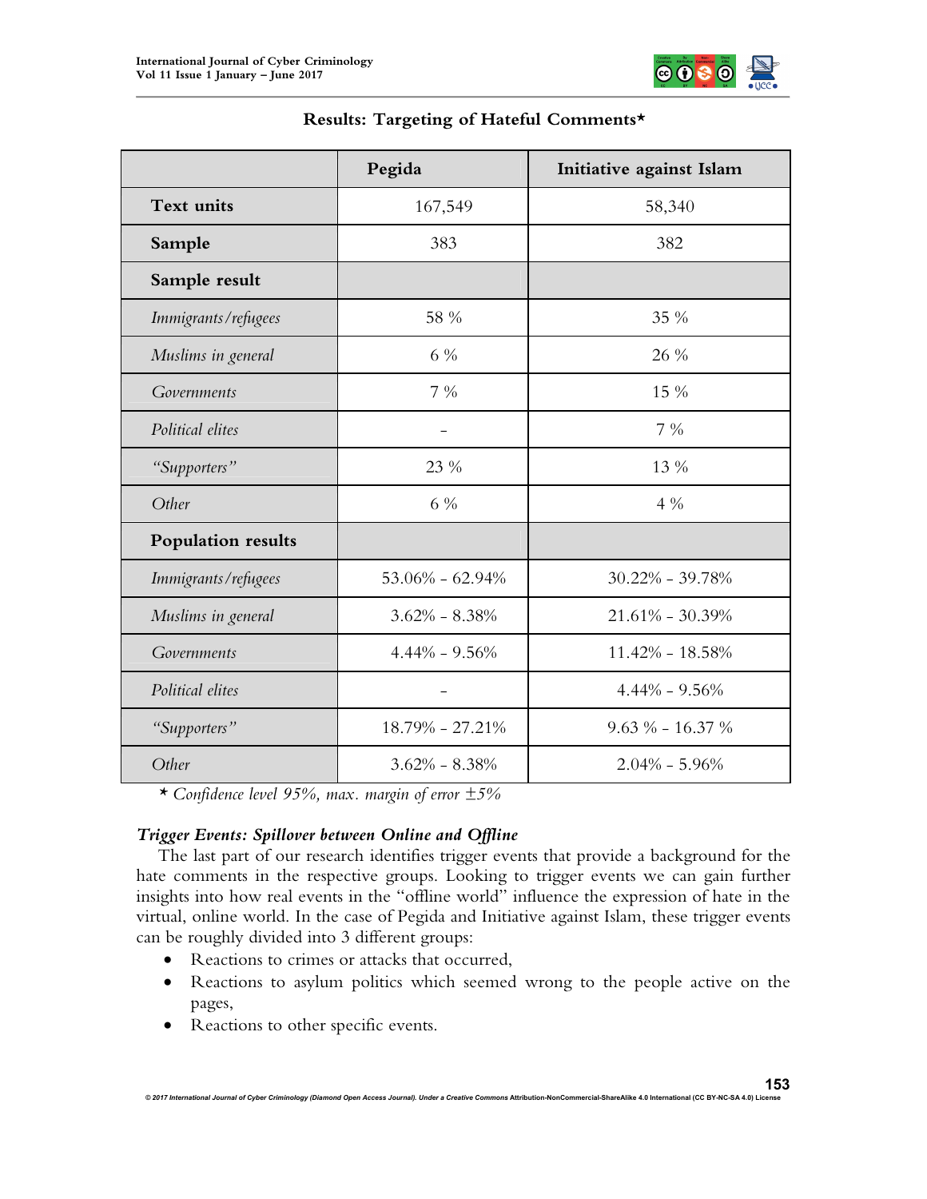**Results: Targeting of Hateful Comments***

| | Pegida | Initiative against Islam |
|---|---|---|
| **Text units** | 167,549 | 58,340 |
| **Sample** | 383 | 382 |
| **Sample result** | | |
| *Immigrants/refugees* | 58 % | 35 % |
| *Muslims in general* | 6 % | 26 % |
| *Governments* | 7 % | 15 % |
| *Political elites* | - | 7 % |
| *"Supporters"* | 23 % | 13 % |
| *Other* | 6 % | 4 % |
| **Population results** | | |
| *Immigrants/refugees* | 53.06% - 62.94% | 30.22% - 39.78% |
| *Muslims in general* | 3.62% - 8.38% | 21.61% - 30.39% |
| *Governments* | 4.44% - 9.56% | 11.42% - 18.58% |
| *Political elites* | - | 4.44% - 9.56% |
| *"Supporters"* | 18.79% - 27.21% | 9.63 % - 16.37 % |
| *Other* | 3.62% - 8.38% | 2.04% - 5.96% |

* *Confidence level 95%, max. margin of error ±5%*

### *Trigger Events: Spillover between Online and Offline*

The last part of our research identifies trigger events that provide a background for the hate comments in the respective groups. Looking to trigger events we can gain further insights into how real events in the "offline world" influence the expression of hate in the virtual, online world. In the case of Pegida and Initiative against Islam, these trigger events can be roughly divided into 3 different groups:

- Reactions to crimes or attacks that occurred,
- Reactions to asylum politics which seemed wrong to the people active on the pages,
- Reactions to other specific events.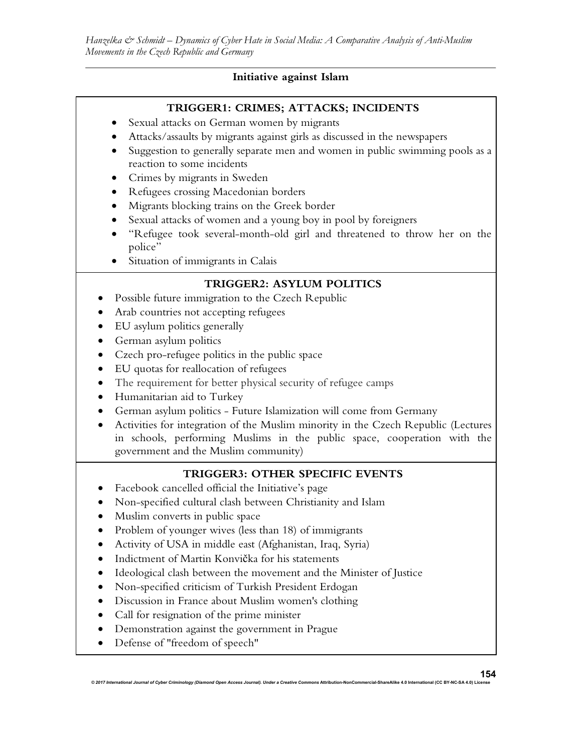**Initiative against Islam**

**TRIGGER1: CRIMES; ATTACKS; INCIDENTS**

- Sexual attacks on German women by migrants
- Attacks/assaults by migrants against girls as discussed in the newspapers
- Suggestion to generally separate men and women in public swimming pools as a reaction to some incidents
- Crimes by migrants in Sweden
- Refugees crossing Macedonian borders
- Migrants blocking trains on the Greek border
- Sexual attacks of women and a young boy in pool by foreigners
- "Refugee took several-month-old girl and threatened to throw her on the police"
- Situation of immigrants in Calais

**TRIGGER2: ASYLUM POLITICS**

- Possible future immigration to the Czech Republic
- Arab countries not accepting refugees
- EU asylum politics generally
- German asylum politics
- Czech pro-refugee politics in the public space
- EU quotas for reallocation of refugees
- The requirement for better physical security of refugee camps
- Humanitarian aid to Turkey
- German asylum politics - Future Islamization will come from Germany
- Activities for integration of the Muslim minority in the Czech Republic (Lectures in schools, performing Muslims in the public space, cooperation with the government and the Muslim community)

**TRIGGER3: OTHER SPECIFIC EVENTS**

- Facebook cancelled official the Initiative's page
- Non-specified cultural clash between Christianity and Islam
- Muslim converts in public space
- Problem of younger wives (less than 18) of immigrants
- Activity of USA in middle east (Afghanistan, Iraq, Syria)
- Indictment of Martin Konvička for his statements
- Ideological clash between the movement and the Minister of Justice
- Non-specified criticism of Turkish President Erdogan
- Discussion in France about Muslim women's clothing
- Call for resignation of the prime minister
- Demonstration against the government in Prague
- Defense of "freedom of speech"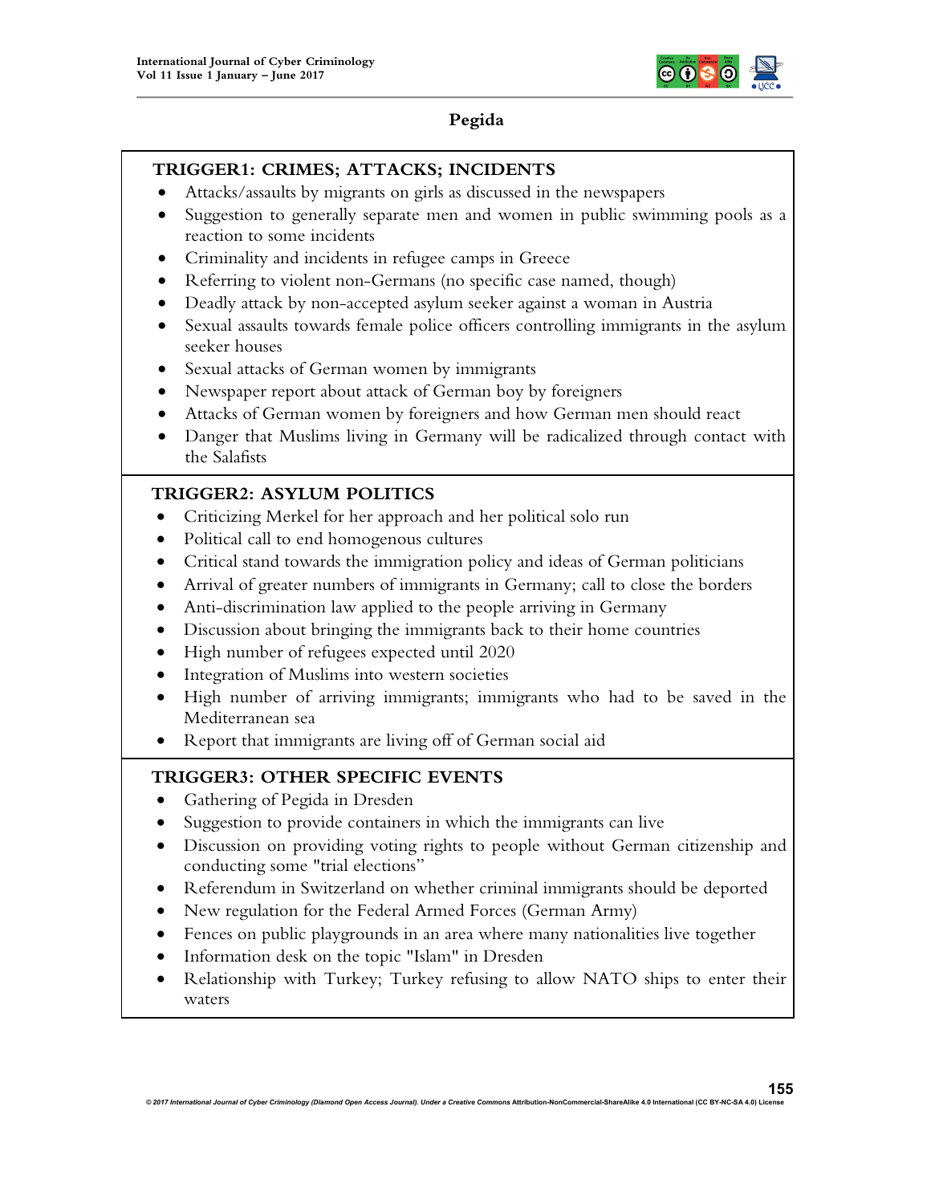**Pegida**

| **TRIGGER1: CRIMES; ATTACKS; INCIDENTS** |
| --- |
| • Attacks/assaults by migrants on girls as discussed in the newspapers<br>• Suggestion to generally separate men and women in public swimming pools as a reaction to some incidents<br>• Criminality and incidents in refugee camps in Greece<br>• Referring to violent non-Germans (no specific case named, though)<br>• Deadly attack by non-accepted asylum seeker against a woman in Austria<br>• Sexual assaults towards female police officers controlling immigrants in the asylum seeker houses<br>• Sexual attacks of German women by immigrants<br>• Newspaper report about attack of German boy by foreigners<br>• Attacks of German women by foreigners and how German men should react<br>• Danger that Muslims living in Germany will be radicalized through contact with the Salafists |
| **TRIGGER2: ASYLUM POLITICS** |
| • Criticizing Merkel for her approach and her political solo run<br>• Political call to end homogenous cultures<br>• Critical stand towards the immigration policy and ideas of German politicians<br>• Arrival of greater numbers of immigrants in Germany; call to close the borders<br>• Anti-discrimination law applied to the people arriving in Germany<br>• Discussion about bringing the immigrants back to their home countries<br>• High number of refugees expected until 2020<br>• Integration of Muslims into western societies<br>• High number of arriving immigrants; immigrants who had to be saved in the Mediterranean sea<br>• Report that immigrants are living off of German social aid |
| **TRIGGER3: OTHER SPECIFIC EVENTS** |
| • Gathering of Pegida in Dresden<br>• Suggestion to provide containers in which the immigrants can live<br>• Discussion on providing voting rights to people without German citizenship and conducting some "trial elections"<br>• Referendum in Switzerland on whether criminal immigrants should be deported<br>• New regulation for the Federal Armed Forces (German Army)<br>• Fences on public playgrounds in an area where many nationalities live together<br>• Information desk on the topic "Islam" in Dresden<br>• Relationship with Turkey; Turkey refusing to allow NATO ships to enter their waters |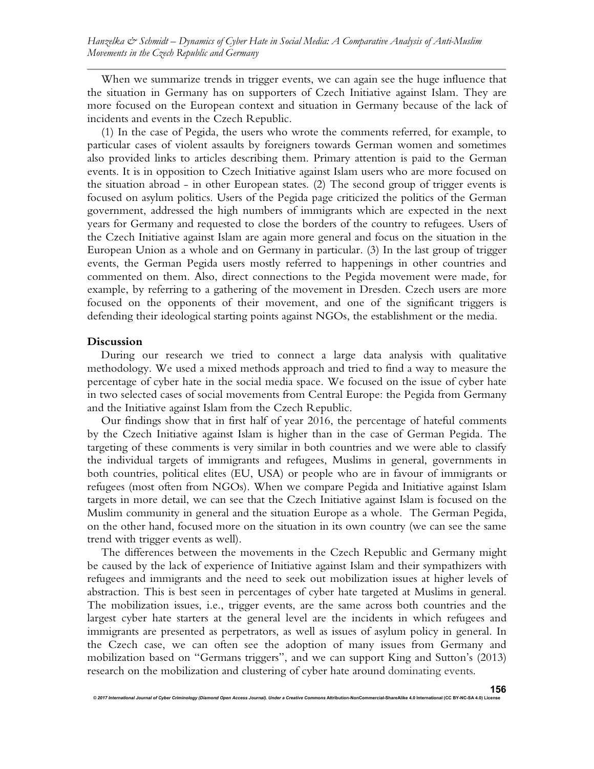When we summarize trends in trigger events, we can again see the huge influence that the situation in Germany has on supporters of Czech Initiative against Islam. They are more focused on the European context and situation in Germany because of the lack of incidents and events in the Czech Republic.

(1) In the case of Pegida, the users who wrote the comments referred, for example, to particular cases of violent assaults by foreigners towards German women and sometimes also provided links to articles describing them. Primary attention is paid to the German events. It is in opposition to Czech Initiative against Islam users who are more focused on the situation abroad - in other European states. (2) The second group of trigger events is focused on asylum politics. Users of the Pegida page criticized the politics of the German government, addressed the high numbers of immigrants which are expected in the next years for Germany and requested to close the borders of the country to refugees. Users of the Czech Initiative against Islam are again more general and focus on the situation in the European Union as a whole and on Germany in particular. (3) In the last group of trigger events, the German Pegida users mostly referred to happenings in other countries and commented on them. Also, direct connections to the Pegida movement were made, for example, by referring to a gathering of the movement in Dresden. Czech users are more focused on the opponents of their movement, and one of the significant triggers is defending their ideological starting points against NGOs, the establishment or the media.

## Discussion

During our research we tried to connect a large data analysis with qualitative methodology. We used a mixed methods approach and tried to find a way to measure the percentage of cyber hate in the social media space. We focused on the issue of cyber hate in two selected cases of social movements from Central Europe: the Pegida from Germany and the Initiative against Islam from the Czech Republic.

Our findings show that in first half of year 2016, the percentage of hateful comments by the Czech Initiative against Islam is higher than in the case of German Pegida. The targeting of these comments is very similar in both countries and we were able to classify the individual targets of immigrants and refugees, Muslims in general, governments in both countries, political elites (EU, USA) or people who are in favour of immigrants or refugees (most often from NGOs). When we compare Pegida and Initiative against Islam targets in more detail, we can see that the Czech Initiative against Islam is focused on the Muslim community in general and the situation Europe as a whole. The German Pegida, on the other hand, focused more on the situation in its own country (we can see the same trend with trigger events as well).

The differences between the movements in the Czech Republic and Germany might be caused by the lack of experience of Initiative against Islam and their sympathizers with refugees and immigrants and the need to seek out mobilization issues at higher levels of abstraction. This is best seen in percentages of cyber hate targeted at Muslims in general. The mobilization issues, i.e., trigger events, are the same across both countries and the largest cyber hate starters at the general level are the incidents in which refugees and immigrants are presented as perpetrators, as well as issues of asylum policy in general. In the Czech case, we can often see the adoption of many issues from Germany and mobilization based on "Germans triggers", and we can support King and Sutton's (2013) research on the mobilization and clustering of cyber hate around dominating events.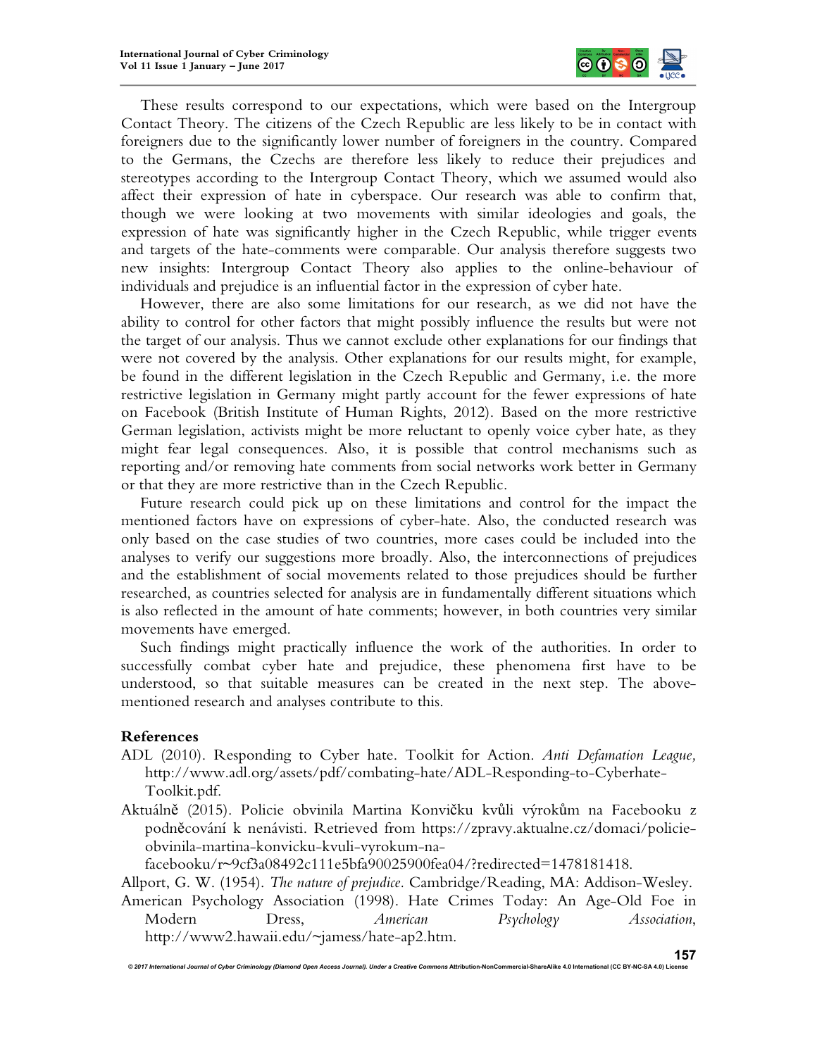These results correspond to our expectations, which were based on the Intergroup Contact Theory. The citizens of the Czech Republic are less likely to be in contact with foreigners due to the significantly lower number of foreigners in the country. Compared to the Germans, the Czechs are therefore less likely to reduce their prejudices and stereotypes according to the Intergroup Contact Theory, which we assumed would also affect their expression of hate in cyberspace. Our research was able to confirm that, though we were looking at two movements with similar ideologies and goals, the expression of hate was significantly higher in the Czech Republic, while trigger events and targets of the hate-comments were comparable. Our analysis therefore suggests two new insights: Intergroup Contact Theory also applies to the online-behaviour of individuals and prejudice is an influential factor in the expression of cyber hate.

However, there are also some limitations for our research, as we did not have the ability to control for other factors that might possibly influence the results but were not the target of our analysis. Thus we cannot exclude other explanations for our findings that were not covered by the analysis. Other explanations for our results might, for example, be found in the different legislation in the Czech Republic and Germany, i.e. the more restrictive legislation in Germany might partly account for the fewer expressions of hate on Facebook (British Institute of Human Rights, 2012). Based on the more restrictive German legislation, activists might be more reluctant to openly voice cyber hate, as they might fear legal consequences. Also, it is possible that control mechanisms such as reporting and/or removing hate comments from social networks work better in Germany or that they are more restrictive than in the Czech Republic.

Future research could pick up on these limitations and control for the impact the mentioned factors have on expressions of cyber-hate. Also, the conducted research was only based on the case studies of two countries, more cases could be included into the analyses to verify our suggestions more broadly. Also, the interconnections of prejudices and the establishment of social movements related to those prejudices should be further researched, as countries selected for analysis are in fundamentally different situations which is also reflected in the amount of hate comments; however, in both countries very similar movements have emerged.

Such findings might practically influence the work of the authorities. In order to successfully combat cyber hate and prejudice, these phenomena first have to be understood, so that suitable measures can be created in the next step. The above-mentioned research and analyses contribute to this.

## References

ADL (2010). Responding to Cyber hate. Toolkit for Action. *Anti Defamation League,* http://www.adl.org/assets/pdf/combating-hate/ADL-Responding-to-Cyberhate-Toolkit.pdf.

Aktuálně (2015). Policie obvinila Martina Konvičku kvůli výrokům na Facebooku z podněcování k nenávisti. Retrieved from https://zpravy.aktualne.cz/domaci/policie-obvinila-martina-konvicku-kvuli-vyrokum-na-facebooku/r~9cf3a08492c111e5bfa90025900fea04/?redirected=1478181418.

Allport, G. W. (1954). *The nature of prejudice.* Cambridge/Reading, MA: Addison-Wesley.

American Psychology Association (1998). Hate Crimes Today: An Age-Old Foe in Modern Dress, *American Psychology Association*, http://www2.hawaii.edu/~jamess/hate-ap2.htm.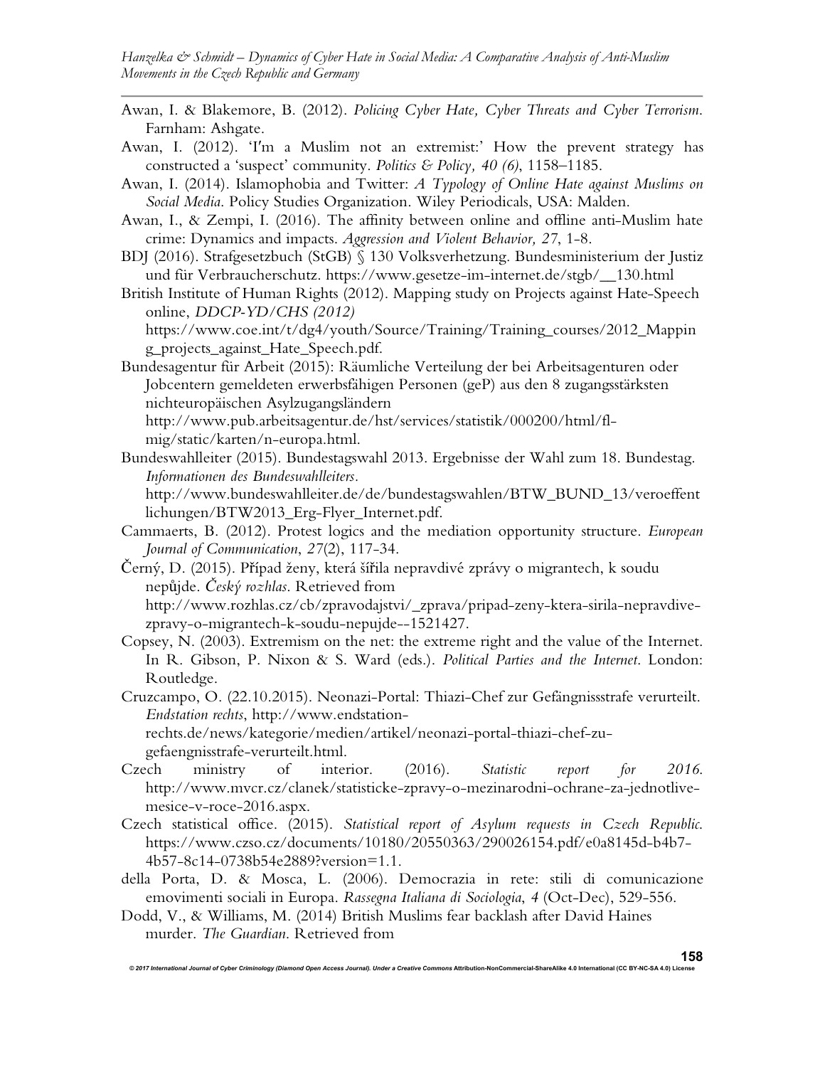Awan, I. & Blakemore, B. (2012). *Policing Cyber Hate, Cyber Threats and Cyber Terrorism*. Farnham: Ashgate.

Awan, I. (2012). 'I'm a Muslim not an extremist:' How the prevent strategy has constructed a 'suspect' community. *Politics & Policy, 40 (6)*, 1158–1185.

Awan, I. (2014). Islamophobia and Twitter: *A Typology of Online Hate against Muslims on Social Media*. Policy Studies Organization. Wiley Periodicals, USA: Malden.

Awan, I., & Zempi, I. (2016). The affinity between online and offline anti-Muslim hate crime: Dynamics and impacts. *Aggression and Violent Behavior, 27*, 1-8.

BDJ (2016). Strafgesetzbuch (StGB) § 130 Volksverhetzung. Bundesministerium der Justiz und für Verbraucherschutz. https://www.gesetze-im-internet.de/stgb/__130.html

British Institute of Human Rights (2012). Mapping study on Projects against Hate-Speech online, *DDCP-YD/CHS (2012)* https://www.coe.int/t/dg4/youth/Source/Training/Training_courses/2012_Mapping_projects_against_Hate_Speech.pdf.

Bundesagentur für Arbeit (2015): Räumliche Verteilung der bei Arbeitsagenturen oder Jobcentern gemeldeten erwerbsfähigen Personen (geP) aus den 8 zugangsstärksten nichteuropäischen Asylzugangsländern http://www.pub.arbeitsagentur.de/hst/services/statistik/000200/html/fl-mig/static/karten/n-europa.html.

Bundeswahlleiter (2015). Bundestagswahl 2013. Ergebnisse der Wahl zum 18. Bundestag. *Informationen des Bundeswahlleiters*. http://www.bundeswahlleiter.de/de/bundestagswahlen/BTW_BUND_13/veroeffentlichungen/BTW2013_Erg-Flyer_Internet.pdf.

Cammaerts, B. (2012). Protest logics and the mediation opportunity structure. *European Journal of Communication*, *27*(2), 117-34.

Černý, D. (2015). Případ ženy, která šířila nepravdivé zprávy o migrantech, k soudu nepůjde. *Český rozhlas*. Retrieved from http://www.rozhlas.cz/cb/zpravodajstvi/_zprava/pripad-zeny-ktera-sirila-nepravdive-zpravy-o-migrantech-k-soudu-nepujde--1521427.

Copsey, N. (2003). Extremism on the net: the extreme right and the value of the Internet. In R. Gibson, P. Nixon & S. Ward (eds.). *Political Parties and the Internet*. London: Routledge.

Cruzcampo, O. (22.10.2015). Neonazi-Portal: Thiazi-Chef zur Gefängnissstrafe verurteilt. *Endstation rechts*, http://www.endstation-rechts.de/news/kategorie/medien/artikel/neonazi-portal-thiazi-chef-zu-gefaengnisstrafe-verurteilt.html.

Czech ministry of interior. (2016). *Statistic report for 2016*. http://www.mvcr.cz/clanek/statisticke-zpravy-o-mezinarodni-ochrane-za-jednotlive-mesice-v-roce-2016.aspx.

Czech statistical office. (2015). *Statistical report of Asylum requests in Czech Republic*. https://www.czso.cz/documents/10180/20550363/290026154.pdf/e0a8145d-b4b7-4b57-8c14-0738b54e2889?version=1.1.

della Porta, D. & Mosca, L. (2006). Democrazia in rete: stili di comunicazione emovimenti sociali in Europa. *Rassegna Italiana di Sociologia*, *4* (Oct-Dec), 529-556.

Dodd, V., & Williams, M. (2014) British Muslims fear backlash after David Haines murder. *The Guardian*. Retrieved from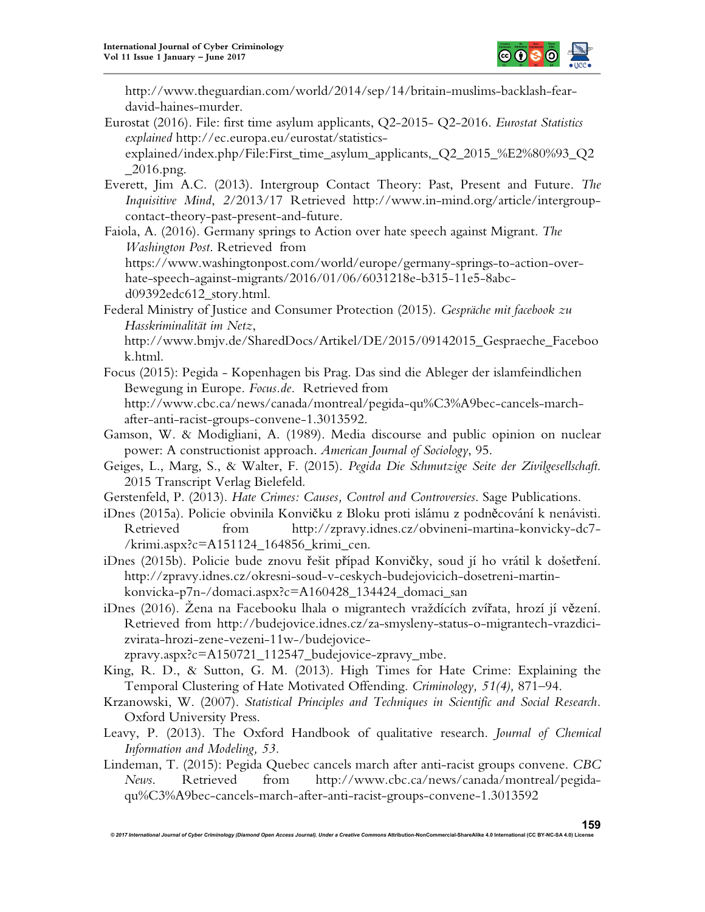http://www.theguardian.com/world/2014/sep/14/britain-muslims-backlash-fear-david-haines-murder.

Eurostat (2016). File: first time asylum applicants, Q2-2015- Q2-2016. *Eurostat Statistics explained* http://ec.europa.eu/eurostat/statistics-explained/index.php/File:First_time_asylum_applicants,_Q2_2015_%E2%80%93_Q2_2016.png.

Everett, Jim A.C. (2013). Intergroup Contact Theory: Past, Present and Future. *The Inquisitive Mind*, *2*/2013/17 Retrieved http://www.in-mind.org/article/intergroup-contact-theory-past-present-and-future.

Faiola, A. (2016). Germany springs to Action over hate speech against Migrant. *The Washington Post*. Retrieved from https://www.washingtonpost.com/world/europe/germany-springs-to-action-over-hate-speech-against-migrants/2016/01/06/6031218e-b315-11e5-8abc-d09392edc612_story.html.

Federal Ministry of Justice and Consumer Protection (2015). *Gespräche mit facebook zu Hasskriminalität im Netz*, http://www.bmjv.de/SharedDocs/Artikel/DE/2015/09142015_Gespraeche_Facebook.html.

Focus (2015): Pegida - Kopenhagen bis Prag. Das sind die Ableger der islamfeindlichen Bewegung in Europe. *Focus.de.* Retrieved from http://www.cbc.ca/news/canada/montreal/pegida-qu%C3%A9bec-cancels-march-after-anti-racist-groups-convene-1.3013592.

Gamson, W. & Modigliani, A. (1989). Media discourse and public opinion on nuclear power: A constructionist approach. *American Journal of Sociology*, 95.

Geiges, L., Marg, S., & Walter, F. (2015). *Pegida Die Schmutzige Seite der Zivilgesellschaft.* 2015 Transcript Verlag Bielefeld.

Gerstenfeld, P. (2013). *Hate Crimes: Causes, Control and Controversies.* Sage Publications.

iDnes (2015a). Policie obvinila Konvičku z Bloku proti islámu z podněcování k nenávisti. Retrieved from http://zpravy.idnes.cz/obvineni-martina-konvicky-dc7-/krimi.aspx?c=A151124_164856_krimi_cen.

iDnes (2015b). Policie bude znovu řešit případ Konvičky, soud jí ho vrátil k došetření. http://zpravy.idnes.cz/okresni-soud-v-ceskych-budejovicich-dosetreni-martin-konvicka-p7n-/domaci.aspx?c=A160428_134424_domaci_san

iDnes (2016). Žena na Facebooku lhala o migrantech vraždících zvířata, hrozí jí vězení. Retrieved from http://budejovice.idnes.cz/za-smysleny-status-o-migrantech-vrazdici-zvirata-hrozi-zene-vezeni-11w-/budejovice-zpravy.aspx?c=A150721_112547_budejovice-zpravy_mbe.

King, R. D., & Sutton, G. M. (2013). High Times for Hate Crime: Explaining the Temporal Clustering of Hate Motivated Offending. *Criminology, 51(4),* 871–94.

Krzanowski, W. (2007). *Statistical Principles and Techniques in Scientific and Social Research.* Oxford University Press.

Leavy, P. (2013). The Oxford Handbook of qualitative research. *Journal of Chemical Information and Modeling, 53.*

Lindeman, T. (2015): Pegida Quebec cancels march after anti-racist groups convene. *CBC News.* Retrieved from http://www.cbc.ca/news/canada/montreal/pegida-qu%C3%A9bec-cancels-march-after-anti-racist-groups-convene-1.3013592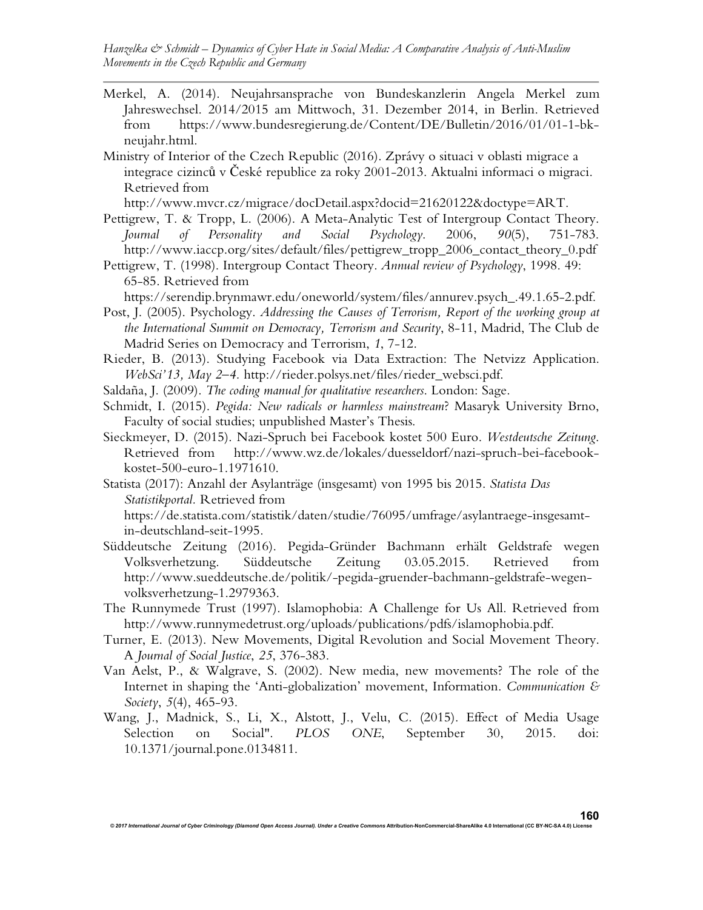Merkel, A. (2014). Neujahrsansprache von Bundeskanzlerin Angela Merkel zum Jahreswechsel. 2014/2015 am Mittwoch, 31. Dezember 2014, in Berlin. Retrieved from https://www.bundesregierung.de/Content/DE/Bulletin/2016/01/01-1-bk-neujahr.html.

Ministry of Interior of the Czech Republic (2016). Zprávy o situaci v oblasti migrace a integrace cizinců v České republice za roky 2001-2013. Aktualni informaci o migraci. Retrieved from http://www.mvcr.cz/migrace/docDetail.aspx?docid=21620122&doctype=ART.

Pettigrew, T. & Tropp, L. (2006). A Meta-Analytic Test of Intergroup Contact Theory. *Journal of Personality and Social Psychology*. 2006, *90*(5), 751-783. http://www.iaccp.org/sites/default/files/pettigrew_tropp_2006_contact_theory_0.pdf

Pettigrew, T. (1998). Intergroup Contact Theory. *Annual review of Psychology*, 1998. 49: 65-85. Retrieved from https://serendip.brynmawr.edu/oneworld/system/files/annurev.psych_.49.1.65-2.pdf.

Post, J. (2005). Psychology. *Addressing the Causes of Terrorism, Report of the working group at the International Summit on Democracy, Terrorism and Security*, 8-11, Madrid, The Club de Madrid Series on Democracy and Terrorism, *1*, 7-12.

Rieder, B. (2013). Studying Facebook via Data Extraction: The Netvizz Application. *WebSci'13, May 2–4*. http://rieder.polsys.net/files/rieder_websci.pdf.

Saldaña, J. (2009). *The coding manual for qualitative researchers*. London: Sage.

Schmidt, I. (2015). *Pegida: New radicals or harmless mainstream*? Masaryk University Brno, Faculty of social studies; unpublished Master's Thesis.

Sieckmeyer, D. (2015). Nazi-Spruch bei Facebook kostet 500 Euro. *Westdeutsche Zeitung*. Retrieved from http://www.wz.de/lokales/duesseldorf/nazi-spruch-bei-facebook-kostet-500-euro-1.1971610.

Statista (2017): Anzahl der Asylanträge (insgesamt) von 1995 bis 2015. *Statista Das Statistikportal*. Retrieved from https://de.statista.com/statistik/daten/studie/76095/umfrage/asylantraege-insgesamt-in-deutschland-seit-1995.

Süddeutsche Zeitung (2016). Pegida-Gründer Bachmann erhält Geldstrafe wegen Volksverhetzung. Süddeutsche Zeitung 03.05.2015. Retrieved from http://www.sueddeutsche.de/politik/-pegida-gruender-bachmann-geldstrafe-wegen-volksverhetzung-1.2979363.

The Runnymede Trust (1997). Islamophobia: A Challenge for Us All. Retrieved from http://www.runnymedetrust.org/uploads/publications/pdfs/islamophobia.pdf.

Turner, E. (2013). New Movements, Digital Revolution and Social Movement Theory. A *Journal of Social Justice*, *25*, 376-383.

Van Aelst, P., & Walgrave, S. (2002). New media, new movements? The role of the Internet in shaping the 'Anti-globalization' movement, Information. *Communication & Society*, *5*(4), 465-93.

Wang, J., Madnick, S., Li, X., Alstott, J., Velu, C. (2015). Effect of Media Usage Selection on Social". *PLOS ONE*, September 30, 2015. doi: 10.1371/journal.pone.0134811.